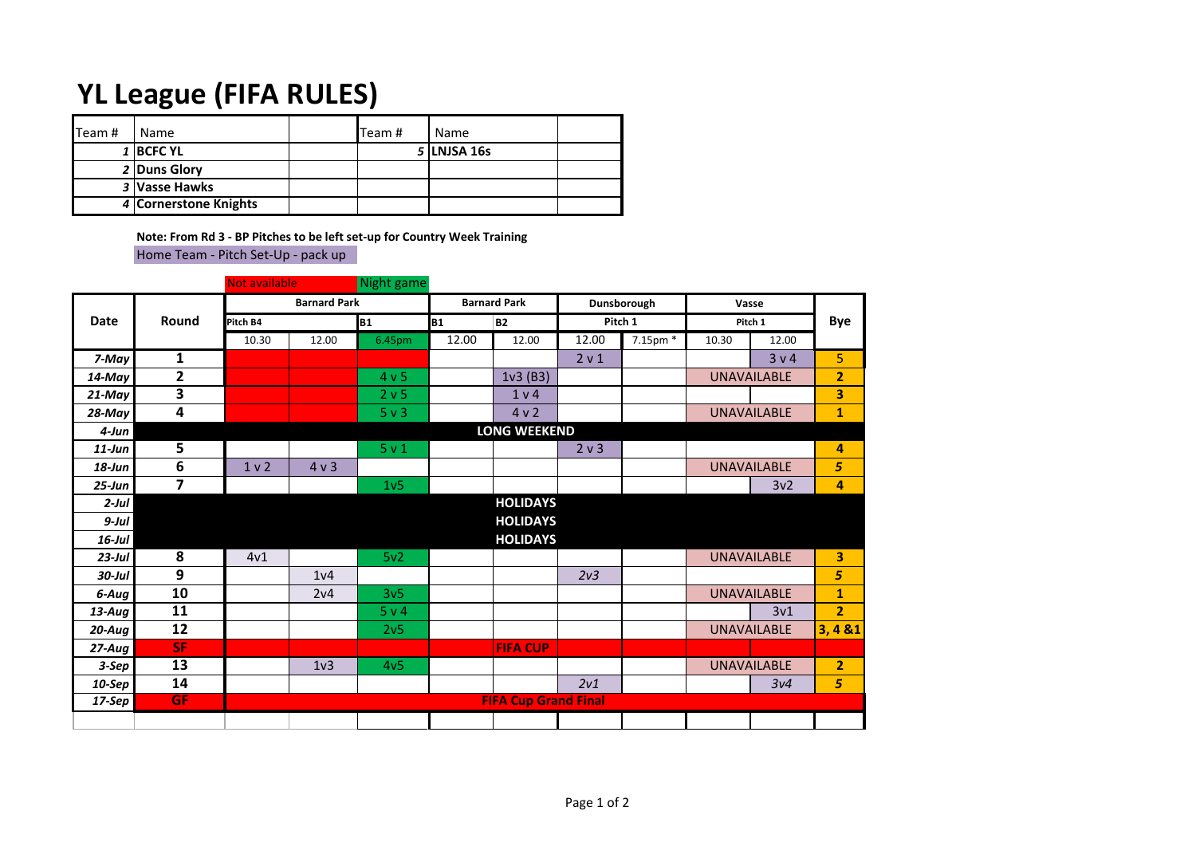# YL League (FIFA RULES)

| Team # | Name | | Team # | Name | |
|---|---|---|---|---|---|
| 1 | **BCFC YL** | | 5 | **LNJSA 16s** | |
| 2 | **Duns Glory** | | | | |
| 3 | **Vasse Hawks** | | | | |
| 4 | **Cornerstone Knights** | | | | |

**Note: From Rd 3 - BP Pitches to be left set-up for Country Week Training**

Home Team - Pitch Set-Up - pack up

Not available | Night game

| Date | Round | Barnard Park | | | Barnard Park | | Dunsborough | | Vasse | | Bye |
|---|---|---|---|---|---|---|---|---|---|---|---|
| | | Pitch B4 | | B1 | B1 | B2 | Pitch 1 | | Pitch 1 | | |
| | | 10.30 | 12.00 | 6.45pm | 12.00 | 12.00 | 12.00 | 7.15pm * | 10.30 | 12.00 | |
| *7-May* | 1 | | | | | | 2 v 1 | | | 3 v 4 | 5 |
| *14-May* | 2 | | | 4 v 5 | | 1v3 (B3) | | | UNAVAILABLE | | 2 |
| *21-May* | 3 | | | 2 v 5 | | 1 v 4 | | | | | 3 |
| *28-May* | 4 | | | 5 v 3 | | 4 v 2 | | | UNAVAILABLE | | 1 |
| *4-Jun* | LONG WEEKEND | | | | | | | | | | |
| *11-Jun* | 5 | | | 5 v 1 | | | 2 v 3 | | | | 4 |
| *18-Jun* | 6 | 1 v 2 | 4 v 3 | | | | | | UNAVAILABLE | | 5 |
| *25-Jun* | 7 | | | 1v5 | | | | | | 3v2 | 4 |
| *2-Jul* | HOLIDAYS | | | | | | | | | | |
| *9-Jul* | HOLIDAYS | | | | | | | | | | |
| *16-Jul* | HOLIDAYS | | | | | | | | | | |
| *23-Jul* | 8 | 4v1 | | 5v2 | | | | | UNAVAILABLE | | 3 |
| *30-Jul* | 9 | | 1v4 | | | | *2v3* | | | | 5 |
| *6-Aug* | 10 | | 2v4 | 3v5 | | | | | UNAVAILABLE | | 1 |
| *13-Aug* | 11 | | | 5 v 4 | | | | | | 3v1 | 2 |
| *20-Aug* | 12 | | | 2v5 | | | | | UNAVAILABLE | | 3, 4 &1 |
| *27-Aug* | SF | | | | | FIFA CUP | | | | | |
| *3-Sep* | 13 | | 1v3 | 4v5 | | | | | UNAVAILABLE | | 2 |
| *10-Sep* | 14 | | | | | | *2v1* | | | *3v4* | 5 |
| *17-Sep* | GF | FIFA Cup Grand Final | | | | | | | | | |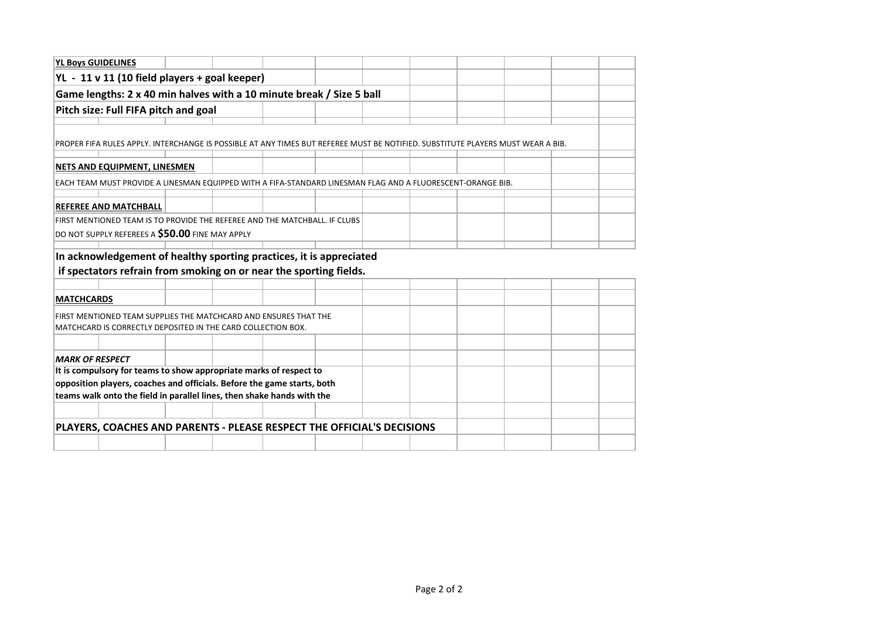**YL Boys GUIDELINES**

**YL - 11 v 11 (10 field players + goal keeper)**

**Game lengths: 2 x 40 min halves with a 10 minute break / Size 5 ball**

**Pitch size: Full FIFA pitch and goal**

PROPER FIFA RULES APPLY. INTERCHANGE IS POSSIBLE AT ANY TIMES BUT REFEREE MUST BE NOTIFIED. SUBSTITUTE PLAYERS MUST WEAR A BIB.

**NETS AND EQUIPMENT, LINESMEN**

EACH TEAM MUST PROVIDE A LINESMAN EQUIPPED WITH A FIFA-STANDARD LINESMAN FLAG AND A FLUORESCENT-ORANGE BIB.

**REFEREE AND MATCHBALL**

FIRST MENTIONED TEAM IS TO PROVIDE THE REFEREE AND THE MATCHBALL. IF CLUBS DO NOT SUPPLY REFEREES A **$50.00** FINE MAY APPLY

**In acknowledgement of healthy sporting practices, it is appreciated if spectators refrain from smoking on or near the sporting fields.**

**MATCHCARDS**

FIRST MENTIONED TEAM SUPPLIES THE MATCHCARD AND ENSURES THAT THE MATCHCARD IS CORRECTLY DEPOSITED IN THE CARD COLLECTION BOX.

***MARK OF RESPECT***

**It is compulsory for teams to show appropriate marks of respect to opposition players, coaches and officials. Before the game starts, both teams walk onto the field in parallel lines, then shake hands with the**

**PLAYERS, COACHES AND PARENTS - PLEASE RESPECT THE OFFICIAL'S DECISIONS**